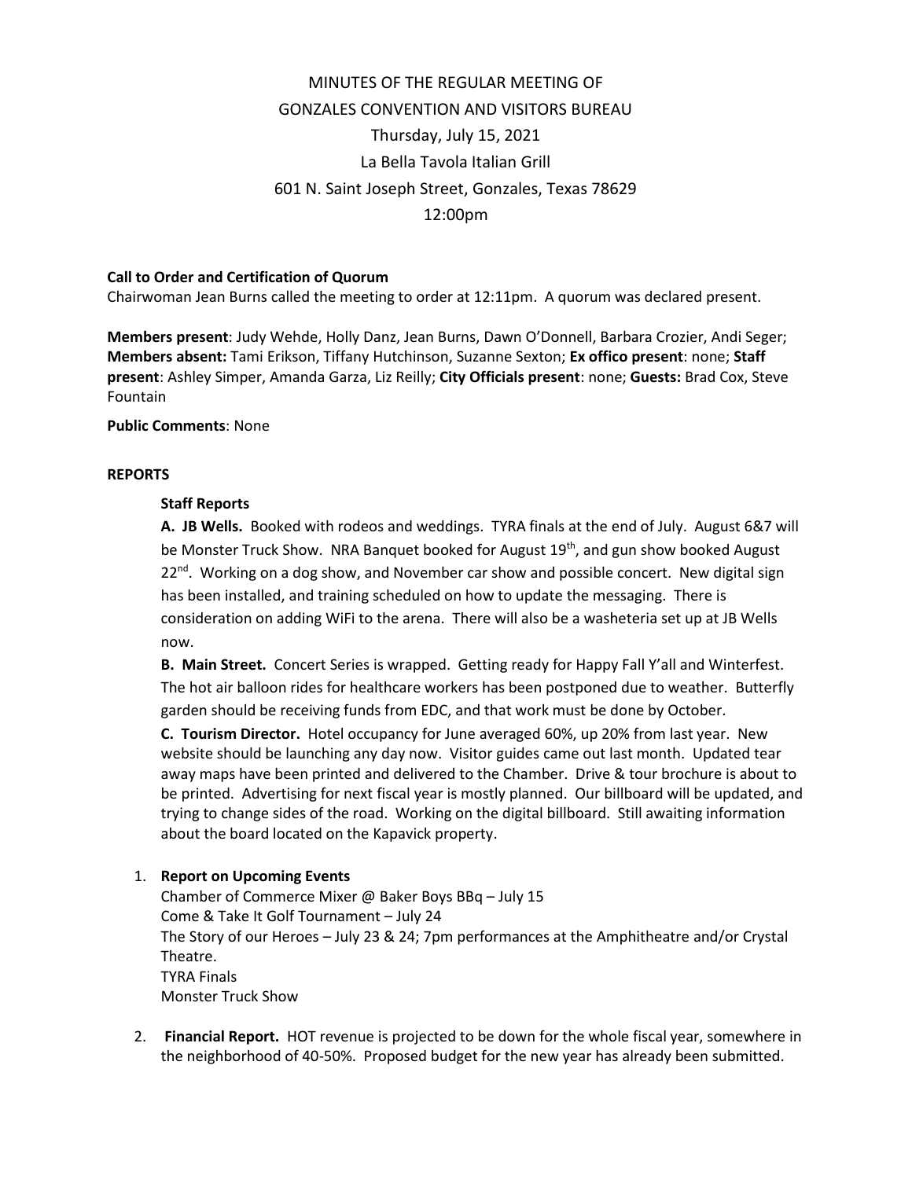MINUTES OF THE REGULAR MEETING OF
GONZALES CONVENTION AND VISITORS BUREAU
Thursday, July 15, 2021
La Bella Tavola Italian Grill
601 N. Saint Joseph Street, Gonzales, Texas 78629
12:00pm

**Call to Order and Certification of Quorum**
Chairwoman Jean Burns called the meeting to order at 12:11pm. A quorum was declared present.

**Members present**: Judy Wehde, Holly Danz, Jean Burns, Dawn O'Donnell, Barbara Crozier, Andi Seger; **Members absent:** Tami Erikson, Tiffany Hutchinson, Suzanne Sexton; **Ex offico present**: none; **Staff present**: Ashley Simper, Amanda Garza, Liz Reilly; **City Officials present**: none; **Guests:** Brad Cox, Steve Fountain

**Public Comments**: None

**REPORTS**

**Staff Reports**

**A. JB Wells.** Booked with rodeos and weddings. TYRA finals at the end of July. August 6&7 will be Monster Truck Show. NRA Banquet booked for August 19th, and gun show booked August 22nd. Working on a dog show, and November car show and possible concert. New digital sign has been installed, and training scheduled on how to update the messaging. There is consideration on adding WiFi to the arena. There will also be a washeteria set up at JB Wells now.

**B. Main Street.** Concert Series is wrapped. Getting ready for Happy Fall Y'all and Winterfest. The hot air balloon rides for healthcare workers has been postponed due to weather. Butterfly garden should be receiving funds from EDC, and that work must be done by October.

**C. Tourism Director.** Hotel occupancy for June averaged 60%, up 20% from last year. New website should be launching any day now. Visitor guides came out last month. Updated tear away maps have been printed and delivered to the Chamber. Drive & tour brochure is about to be printed. Advertising for next fiscal year is mostly planned. Our billboard will be updated, and trying to change sides of the road. Working on the digital billboard. Still awaiting information about the board located on the Kapavick property.

1. **Report on Upcoming Events**
   Chamber of Commerce Mixer @ Baker Boys BBq – July 15
   Come & Take It Golf Tournament – July 24
   The Story of our Heroes – July 23 & 24; 7pm performances at the Amphitheatre and/or Crystal Theatre.
   TYRA Finals
   Monster Truck Show

2. **Financial Report.** HOT revenue is projected to be down for the whole fiscal year, somewhere in the neighborhood of 40-50%. Proposed budget for the new year has already been submitted.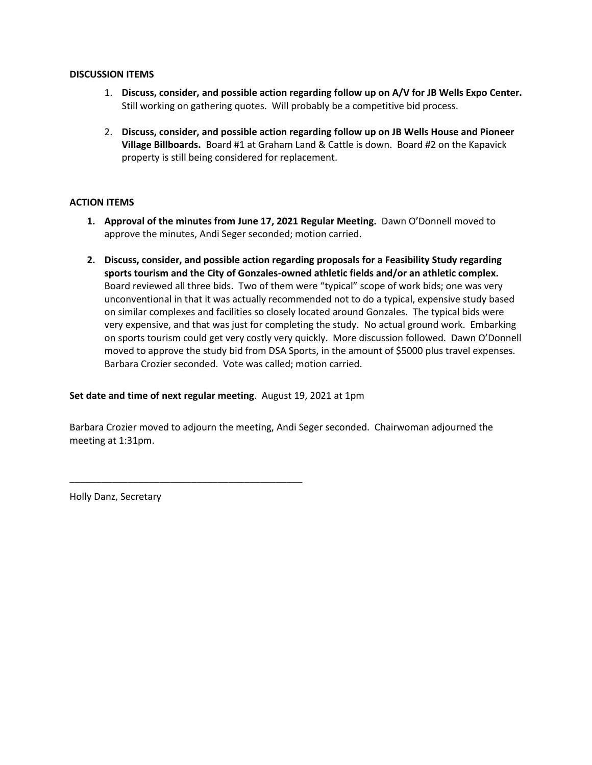**DISCUSSION ITEMS**

1. **Discuss, consider, and possible action regarding follow up on A/V for JB Wells Expo Center.** Still working on gathering quotes. Will probably be a competitive bid process.

2. **Discuss, consider, and possible action regarding follow up on JB Wells House and Pioneer Village Billboards.** Board #1 at Graham Land & Cattle is down. Board #2 on the Kapavick property is still being considered for replacement.

**ACTION ITEMS**

1. **Approval of the minutes from June 17, 2021 Regular Meeting.** Dawn O'Donnell moved to approve the minutes, Andi Seger seconded; motion carried.

2. **Discuss, consider, and possible action regarding proposals for a Feasibility Study regarding sports tourism and the City of Gonzales-owned athletic fields and/or an athletic complex.** Board reviewed all three bids. Two of them were "typical" scope of work bids; one was very unconventional in that it was actually recommended not to do a typical, expensive study based on similar complexes and facilities so closely located around Gonzales. The typical bids were very expensive, and that was just for completing the study. No actual ground work. Embarking on sports tourism could get very costly very quickly. More discussion followed. Dawn O'Donnell moved to approve the study bid from DSA Sports, in the amount of $5000 plus travel expenses. Barbara Crozier seconded. Vote was called; motion carried.

**Set date and time of next regular meeting**. August 19, 2021 at 1pm

Barbara Crozier moved to adjourn the meeting, Andi Seger seconded. Chairwoman adjourned the meeting at 1:31pm.

_____________________________________________

Holly Danz, Secretary